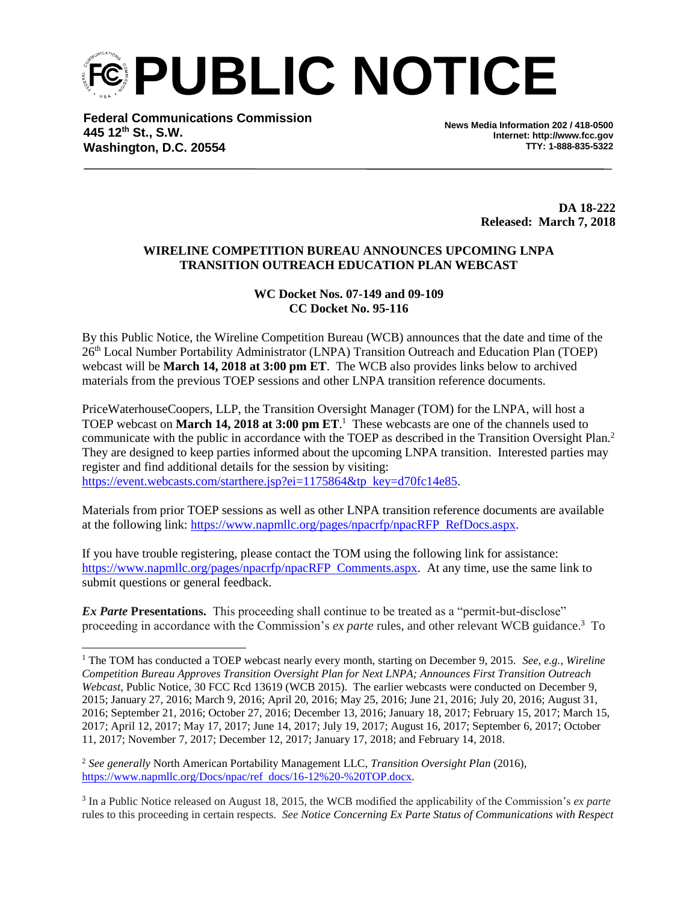# PUBLIC NOTICE

**Federal Communications Commission**
**445 12th St., S.W.**
**Washington, D.C. 20554**

**News Media Information 202 / 418-0500**
**Internet: http://www.fcc.gov**
**TTY: 1-888-835-5322**

**DA 18-222**
**Released: March 7, 2018**

**WIRELINE COMPETITION BUREAU ANNOUNCES UPCOMING LNPA TRANSITION OUTREACH EDUCATION PLAN WEBCAST**

**WC Docket Nos. 07-149 and 09-109**
**CC Docket No. 95-116**

By this Public Notice, the Wireline Competition Bureau (WCB) announces that the date and time of the 26th Local Number Portability Administrator (LNPA) Transition Outreach and Education Plan (TOEP) webcast will be **March 14, 2018 at 3:00 pm ET**. The WCB also provides links below to archived materials from the previous TOEP sessions and other LNPA transition reference documents.

PriceWaterhouseCoopers, LLP, the Transition Oversight Manager (TOM) for the LNPA, will host a TOEP webcast on **March 14, 2018 at 3:00 pm ET**.[1] These webcasts are one of the channels used to communicate with the public in accordance with the TOEP as described in the Transition Oversight Plan.[2] They are designed to keep parties informed about the upcoming LNPA transition. Interested parties may register and find additional details for the session by visiting: https://event.webcasts.com/starthere.jsp?ei=1175864&tp_key=d70fc14e85.

Materials from prior TOEP sessions as well as other LNPA transition reference documents are available at the following link: https://www.napmllc.org/pages/npacrfp/npacRFP_RefDocs.aspx.

If you have trouble registering, please contact the TOM using the following link for assistance: https://www.napmllc.org/pages/npacrfp/npacRFP_Comments.aspx. At any time, use the same link to submit questions or general feedback.

***Ex Parte* Presentations.** This proceeding shall continue to be treated as a "permit-but-disclose" proceeding in accordance with the Commission's *ex parte* rules, and other relevant WCB guidance.[3] To

---

[1] The TOM has conducted a TOEP webcast nearly every month, starting on December 9, 2015. *See, e.g.*, *Wireline Competition Bureau Approves Transition Oversight Plan for Next LNPA; Announces First Transition Outreach Webcast*, Public Notice, 30 FCC Rcd 13619 (WCB 2015). The earlier webcasts were conducted on December 9, 2015; January 27, 2016; March 9, 2016; April 20, 2016; May 25, 2016; June 21, 2016; July 20, 2016; August 31, 2016; September 21, 2016; October 27, 2016; December 13, 2016; January 18, 2017; February 15, 2017; March 15, 2017; April 12, 2017; May 17, 2017; June 14, 2017; July 19, 2017; August 16, 2017; September 6, 2017; October 11, 2017; November 7, 2017; December 12, 2017; January 17, 2018; and February 14, 2018.

[2] *See generally* North American Portability Management LLC, *Transition Oversight Plan* (2016), https://www.napmllc.org/Docs/npac/ref_docs/16-12%20-%20TOP.docx.

[3] In a Public Notice released on August 18, 2015, the WCB modified the applicability of the Commission's *ex parte* rules to this proceeding in certain respects. *See Notice Concerning Ex Parte Status of Communications with Respect*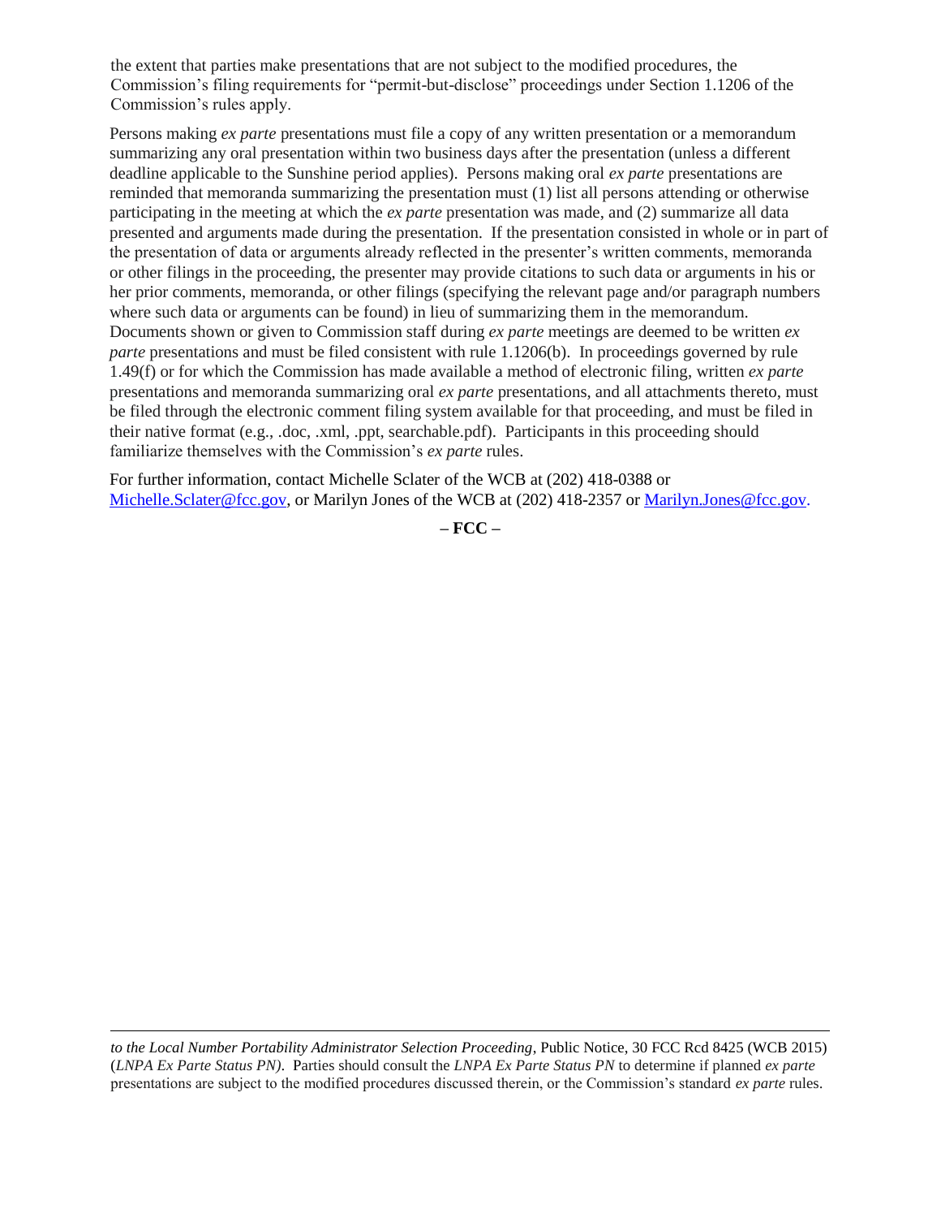the extent that parties make presentations that are not subject to the modified procedures, the Commission's filing requirements for "permit-but-disclose" proceedings under Section 1.1206 of the Commission's rules apply.

Persons making *ex parte* presentations must file a copy of any written presentation or a memorandum summarizing any oral presentation within two business days after the presentation (unless a different deadline applicable to the Sunshine period applies). Persons making oral *ex parte* presentations are reminded that memoranda summarizing the presentation must (1) list all persons attending or otherwise participating in the meeting at which the *ex parte* presentation was made, and (2) summarize all data presented and arguments made during the presentation. If the presentation consisted in whole or in part of the presentation of data or arguments already reflected in the presenter's written comments, memoranda or other filings in the proceeding, the presenter may provide citations to such data or arguments in his or her prior comments, memoranda, or other filings (specifying the relevant page and/or paragraph numbers where such data or arguments can be found) in lieu of summarizing them in the memorandum. Documents shown or given to Commission staff during *ex parte* meetings are deemed to be written *ex parte* presentations and must be filed consistent with rule 1.1206(b). In proceedings governed by rule 1.49(f) or for which the Commission has made available a method of electronic filing, written *ex parte* presentations and memoranda summarizing oral *ex parte* presentations, and all attachments thereto, must be filed through the electronic comment filing system available for that proceeding, and must be filed in their native format (e.g., .doc, .xml, .ppt, searchable.pdf). Participants in this proceeding should familiarize themselves with the Commission's *ex parte* rules.

For further information, contact Michelle Sclater of the WCB at (202) 418-0388 or Michelle.Sclater@fcc.gov, or Marilyn Jones of the WCB at (202) 418-2357 or Marilyn.Jones@fcc.gov.

**– FCC –**

---

*to the Local Number Portability Administrator Selection Proceeding*, Public Notice, 30 FCC Rcd 8425 (WCB 2015) (*LNPA Ex Parte Status PN)*. Parties should consult the *LNPA Ex Parte Status PN* to determine if planned *ex parte* presentations are subject to the modified procedures discussed therein, or the Commission's standard *ex parte* rules.